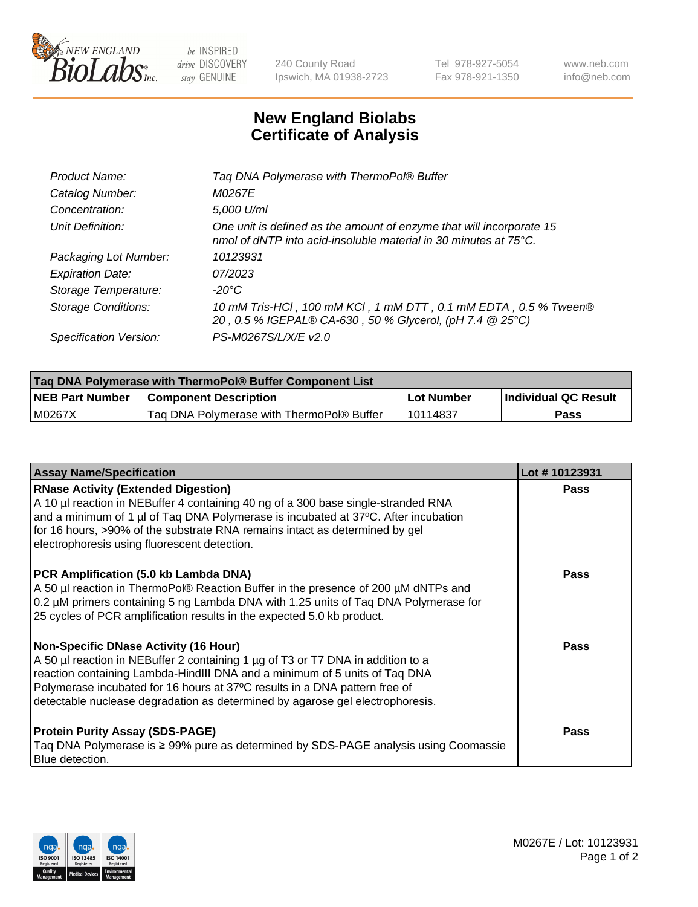# New England Biolabs Certificate of Analysis

| | |
|---|---|
| *Product Name:* | *Taq DNA Polymerase with ThermoPol® Buffer* |
| *Catalog Number:* | *M0267E* |
| *Concentration:* | *5,000 U/ml* |
| *Unit Definition:* | *One unit is defined as the amount of enzyme that will incorporate 15 nmol of dNTP into acid-insoluble material in 30 minutes at 75°C.* |
| *Packaging Lot Number:* | *10123931* |
| *Expiration Date:* | *07/2023* |
| *Storage Temperature:* | *-20°C* |
| *Storage Conditions:* | *10 mM Tris-HCl , 100 mM KCl , 1 mM DTT , 0.1 mM EDTA , 0.5 % Tween® 20 , 0.5 % IGEPAL® CA-630 , 50 % Glycerol, (pH 7.4 @ 25°C)* |
| *Specification Version:* | *PS-M0267S/L/X/E v2.0* |

| Taq DNA Polymerase with ThermoPol® Buffer Component List | | | |
|---|---|---|---|
| **NEB Part Number** | **Component Description** | **Lot Number** | **Individual QC Result** |
| M0267X | Taq DNA Polymerase with ThermoPol® Buffer | 10114837 | **Pass** |

| Assay Name/Specification | Lot # 10123931 |
|---|---|
| **RNase Activity (Extended Digestion)**<br>A 10 µl reaction in NEBuffer 4 containing 40 ng of a 300 base single-stranded RNA and a minimum of 1 µl of Taq DNA Polymerase is incubated at 37ºC. After incubation for 16 hours, >90% of the substrate RNA remains intact as determined by gel electrophoresis using fluorescent detection. | **Pass** |
| **PCR Amplification (5.0 kb Lambda DNA)**<br>A 50 µl reaction in ThermoPol® Reaction Buffer in the presence of 200 µM dNTPs and 0.2 µM primers containing 5 ng Lambda DNA with 1.25 units of Taq DNA Polymerase for 25 cycles of PCR amplification results in the expected 5.0 kb product. | **Pass** |
| **Non-Specific DNase Activity (16 Hour)**<br>A 50 µl reaction in NEBuffer 2 containing 1 µg of T3 or T7 DNA in addition to a reaction containing Lambda-HindIII DNA and a minimum of 5 units of Taq DNA Polymerase incubated for 16 hours at 37ºC results in a DNA pattern free of detectable nuclease degradation as determined by agarose gel electrophoresis. | **Pass** |
| **Protein Purity Assay (SDS-PAGE)**<br>Taq DNA Polymerase is ≥ 99% pure as determined by SDS-PAGE analysis using Coomassie Blue detection. | **Pass** |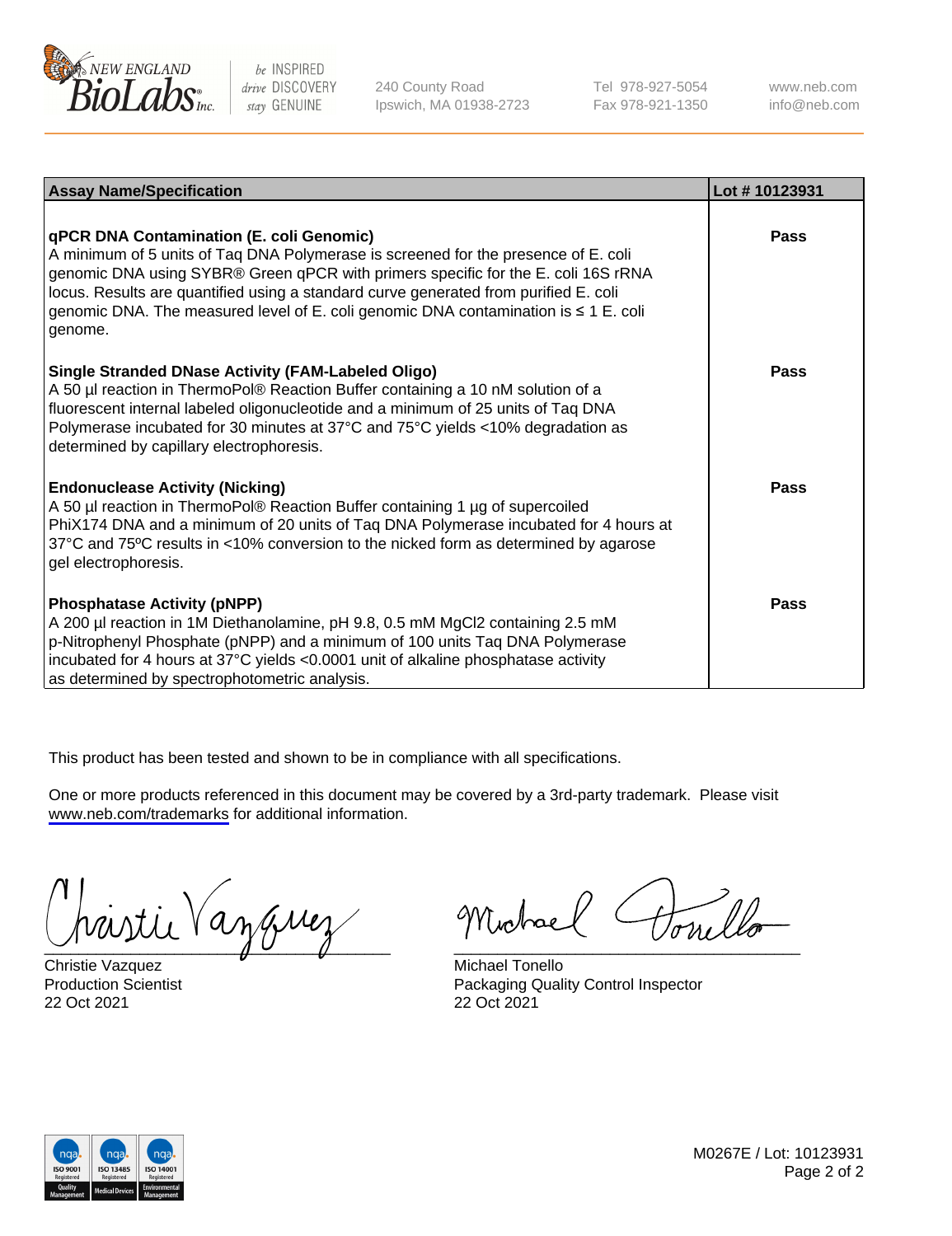| Assay Name/Specification | Lot # 10123931 |
|---|---|
| **qPCR DNA Contamination (E. coli Genomic)**<br>A minimum of 5 units of Taq DNA Polymerase is screened for the presence of E. coli genomic DNA using SYBR® Green qPCR with primers specific for the E. coli 16S rRNA locus. Results are quantified using a standard curve generated from purified E. coli genomic DNA. The measured level of E. coli genomic DNA contamination is ≤ 1 E. coli genome. | **Pass** |
| **Single Stranded DNase Activity (FAM-Labeled Oligo)**<br>A 50 µl reaction in ThermoPol® Reaction Buffer containing a 10 nM solution of a fluorescent internal labeled oligonucleotide and a minimum of 25 units of Taq DNA Polymerase incubated for 30 minutes at 37°C and 75°C yields <10% degradation as determined by capillary electrophoresis. | **Pass** |
| **Endonuclease Activity (Nicking)**<br>A 50 µl reaction in ThermoPol® Reaction Buffer containing 1 µg of supercoiled PhiX174 DNA and a minimum of 20 units of Taq DNA Polymerase incubated for 4 hours at 37°C and 75ºC results in <10% conversion to the nicked form as determined by agarose gel electrophoresis. | **Pass** |
| **Phosphatase Activity (pNPP)**<br>A 200 µl reaction in 1M Diethanolamine, pH 9.8, 0.5 mM $MgCl_2$ containing 2.5 mM p-Nitrophenyl Phosphate (pNPP) and a minimum of 100 units Taq DNA Polymerase incubated for 4 hours at 37°C yields <0.0001 unit of alkaline phosphatase activity as determined by spectrophotometric analysis. | **Pass** |

This product has been tested and shown to be in compliance with all specifications.

One or more products referenced in this document may be covered by a 3rd-party trademark. Please visit www.neb.com/trademarks for additional information.

Christie Vazquez
Production Scientist
22 Oct 2021

Michael Tonello
Packaging Quality Control Inspector
22 Oct 2021

M0267E / Lot: 10123931